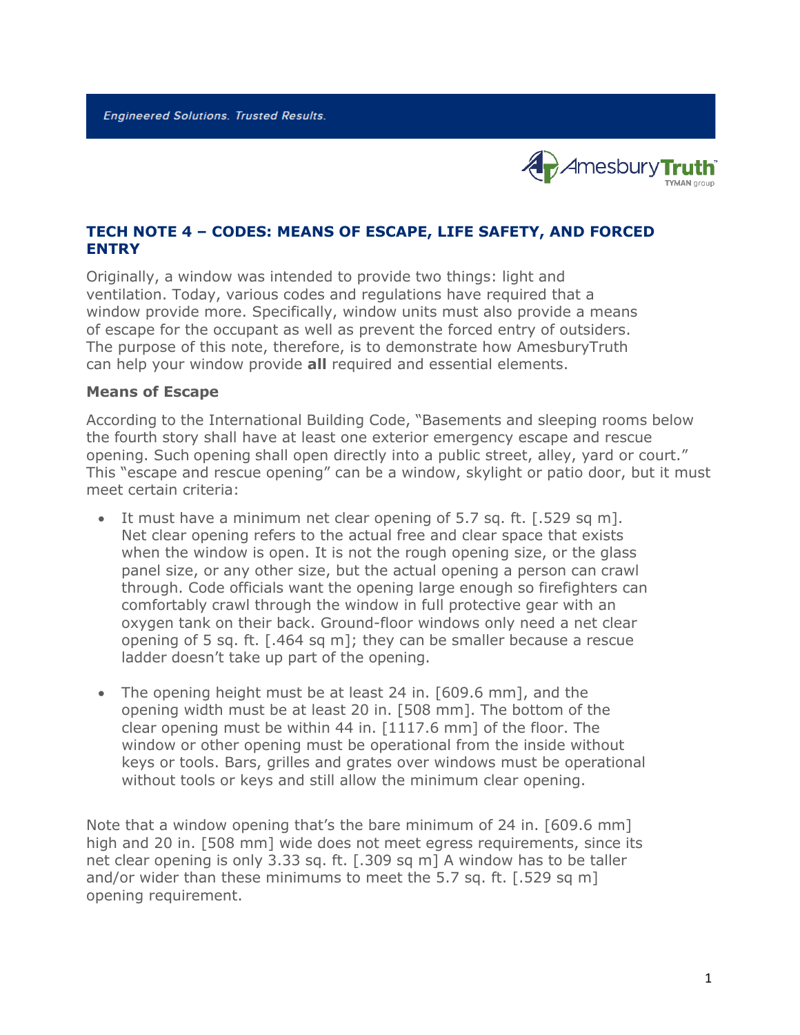Engineered Solutions. Trusted Results.

AmesburyTruth TYMAN group

## TECH NOTE 4 – CODES: MEANS OF ESCAPE, LIFE SAFETY, AND FORCED ENTRY

Originally, a window was intended to provide two things: light and ventilation. Today, various codes and regulations have required that a window provide more. Specifically, window units must also provide a means of escape for the occupant as well as prevent the forced entry of outsiders. The purpose of this note, therefore, is to demonstrate how AmesburyTruth can help your window provide **all** required and essential elements.

### Means of Escape

According to the International Building Code, "Basements and sleeping rooms below the fourth story shall have at least one exterior emergency escape and rescue opening. Such opening shall open directly into a public street, alley, yard or court." This "escape and rescue opening" can be a window, skylight or patio door, but it must meet certain criteria:

- It must have a minimum net clear opening of 5.7 sq. ft. [.529 sq m]. Net clear opening refers to the actual free and clear space that exists when the window is open. It is not the rough opening size, or the glass panel size, or any other size, but the actual opening a person can crawl through. Code officials want the opening large enough so firefighters can comfortably crawl through the window in full protective gear with an oxygen tank on their back. Ground-floor windows only need a net clear opening of 5 sq. ft. [.464 sq m]; they can be smaller because a rescue ladder doesn't take up part of the opening.

- The opening height must be at least 24 in. [609.6 mm], and the opening width must be at least 20 in. [508 mm]. The bottom of the clear opening must be within 44 in. [1117.6 mm] of the floor. The window or other opening must be operational from the inside without keys or tools. Bars, grilles and grates over windows must be operational without tools or keys and still allow the minimum clear opening.

Note that a window opening that's the bare minimum of 24 in. [609.6 mm] high and 20 in. [508 mm] wide does not meet egress requirements, since its net clear opening is only 3.33 sq. ft. [.309 sq m] A window has to be taller and/or wider than these minimums to meet the 5.7 sq. ft. [.529 sq m] opening requirement.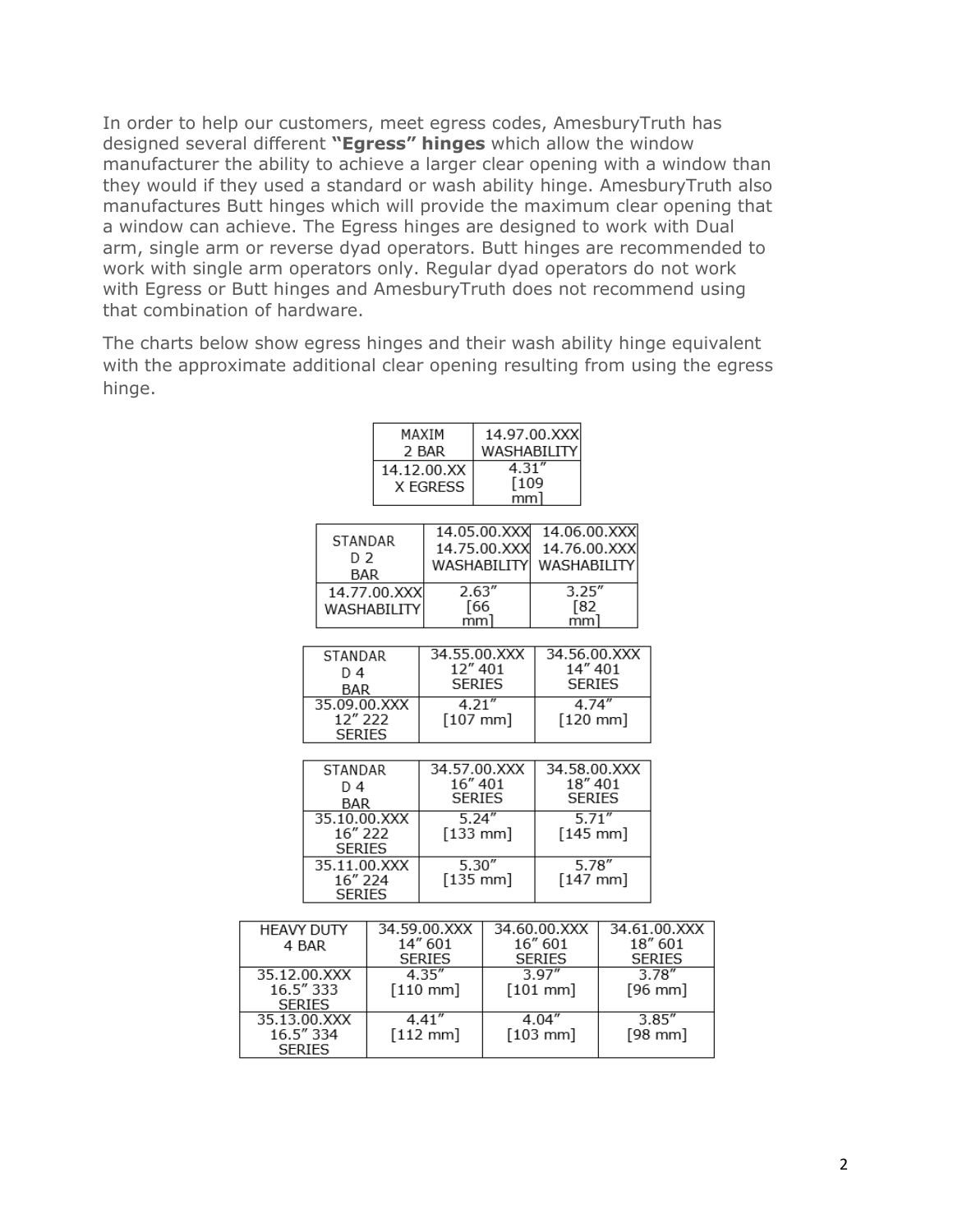In order to help our customers, meet egress codes, AmesburyTruth has designed several different **"Egress" hinges** which allow the window manufacturer the ability to achieve a larger clear opening with a window than they would if they used a standard or wash ability hinge. AmesburyTruth also manufactures Butt hinges which will provide the maximum clear opening that a window can achieve. The Egress hinges are designed to work with Dual arm, single arm or reverse dyad operators. Butt hinges are recommended to work with single arm operators only. Regular dyad operators do not work with Egress or Butt hinges and AmesburyTruth does not recommend using that combination of hardware.

The charts below show egress hinges and their wash ability hinge equivalent with the approximate additional clear opening resulting from using the egress hinge.

| MAXIM 2 BAR | 14.97.00.XXX WASHABILITY |
|---|---|
| 14.12.00.XXX EGRESS | 4.31" [109 mm] |

| STANDARD 2 BAR | 14.05.00.XXX 14.75.00.XXX WASHABILITY | 14.06.00.XXX 14.76.00.XXX WASHABILITY |
|---|---|---|
| 14.77.00.XXX WASHABILITY | 2.63" [66 mm] | 3.25" [82 mm] |

| STANDARD 4 BAR | 34.55.00.XXX 12" 401 SERIES | 34.56.00.XXX 14" 401 SERIES |
|---|---|---|
| 35.09.00.XXX 12" 222 SERIES | 4.21" [107 mm] | 4.74" [120 mm] |

| STANDARD 4 BAR | 34.57.00.XXX 16" 401 SERIES | 34.58.00.XXX 18" 401 SERIES |
|---|---|---|
| 35.10.00.XXX 16" 222 SERIES | 5.24" [133 mm] | 5.71" [145 mm] |
| 35.11.00.XXX 16" 224 SERIES | 5.30" [135 mm] | 5.78" [147 mm] |

| HEAVY DUTY 4 BAR | 34.59.00.XXX 14" 601 SERIES | 34.60.00.XXX 16" 601 SERIES | 34.61.00.XXX 18" 601 SERIES |
|---|---|---|---|
| 35.12.00.XXX 16.5" 333 SERIES | 4.35" [110 mm] | 3.97" [101 mm] | 3.78" [96 mm] |
| 35.13.00.XXX 16.5" 334 SERIES | 4.41" [112 mm] | 4.04" [103 mm] | 3.85" [98 mm] |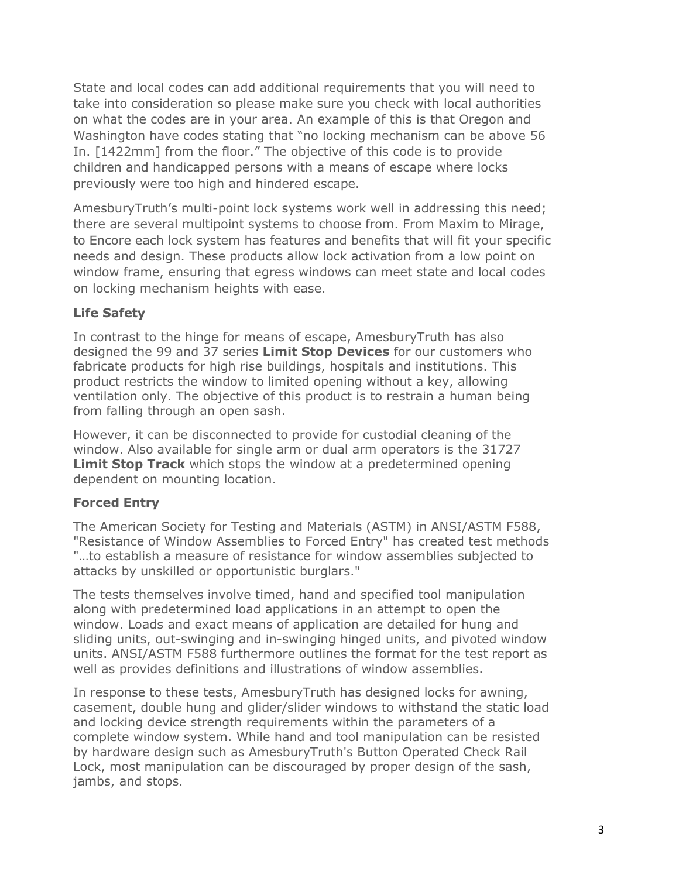State and local codes can add additional requirements that you will need to take into consideration so please make sure you check with local authorities on what the codes are in your area. An example of this is that Oregon and Washington have codes stating that "no locking mechanism can be above 56 In. [1422mm] from the floor." The objective of this code is to provide children and handicapped persons with a means of escape where locks previously were too high and hindered escape.

AmesburyTruth's multi-point lock systems work well in addressing this need; there are several multipoint systems to choose from. From Maxim to Mirage, to Encore each lock system has features and benefits that will fit your specific needs and design. These products allow lock activation from a low point on window frame, ensuring that egress windows can meet state and local codes on locking mechanism heights with ease.

**Life Safety**

In contrast to the hinge for means of escape, AmesburyTruth has also designed the 99 and 37 series **Limit Stop Devices** for our customers who fabricate products for high rise buildings, hospitals and institutions. This product restricts the window to limited opening without a key, allowing ventilation only. The objective of this product is to restrain a human being from falling through an open sash.

However, it can be disconnected to provide for custodial cleaning of the window. Also available for single arm or dual arm operators is the 31727 **Limit Stop Track** which stops the window at a predetermined opening dependent on mounting location.

**Forced Entry**

The American Society for Testing and Materials (ASTM) in ANSI/ASTM F588, "Resistance of Window Assemblies to Forced Entry" has created test methods "…to establish a measure of resistance for window assemblies subjected to attacks by unskilled or opportunistic burglars."

The tests themselves involve timed, hand and specified tool manipulation along with predetermined load applications in an attempt to open the window. Loads and exact means of application are detailed for hung and sliding units, out-swinging and in-swinging hinged units, and pivoted window units. ANSI/ASTM F588 furthermore outlines the format for the test report as well as provides definitions and illustrations of window assemblies.

In response to these tests, AmesburyTruth has designed locks for awning, casement, double hung and glider/slider windows to withstand the static load and locking device strength requirements within the parameters of a complete window system. While hand and tool manipulation can be resisted by hardware design such as AmesburyTruth's Button Operated Check Rail Lock, most manipulation can be discouraged by proper design of the sash, jambs, and stops.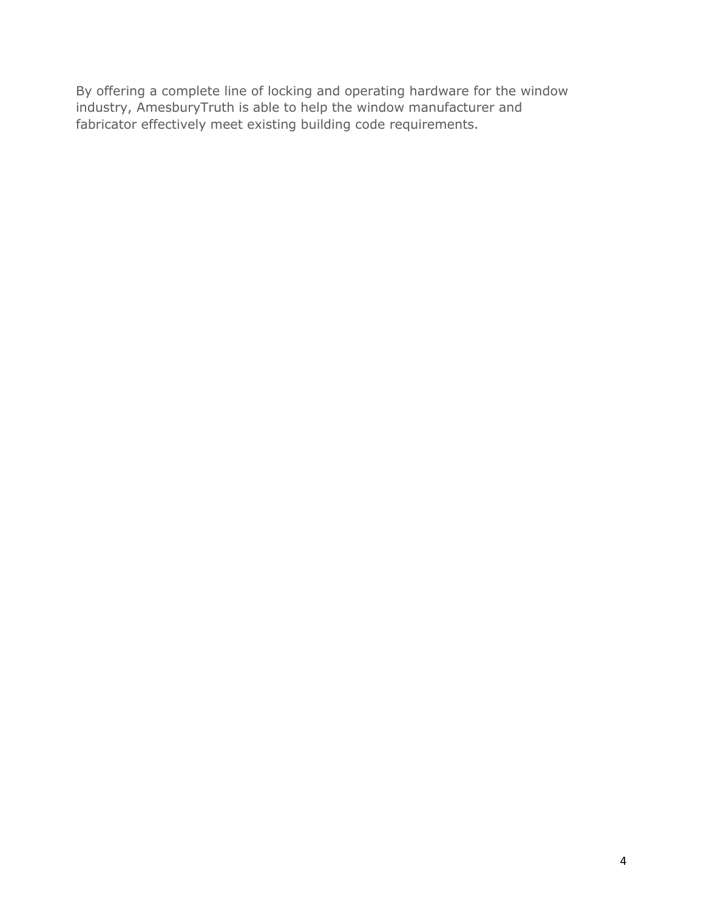By offering a complete line of locking and operating hardware for the window industry, AmesburyTruth is able to help the window manufacturer and fabricator effectively meet existing building code requirements.